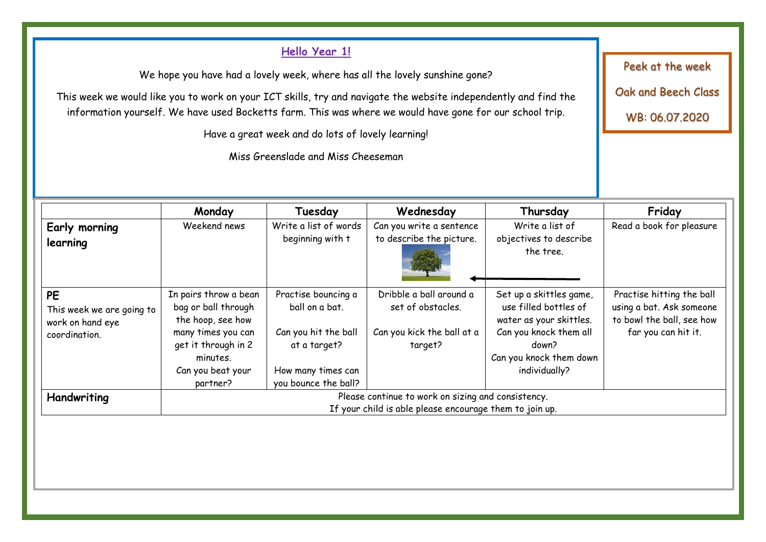## Hello Year 1!

We hope you have had a lovely week, where has all the lovely sunshine gone?

This week we would like you to work on your ICT skills, try and navigate the website independently and find the information yourself. We have used Bocketts farm. This was where we would have gone for our school trip.

Have a great week and do lots of lovely learning!

Miss Greenslade and Miss Cheeseman

Peek at the week

Oak and Beech Class

WB: 06.07.2020

| | Monday | Tuesday | Wednesday | Thursday | Friday |
|---|---|---|---|---|---|
| **Early morning learning** | Weekend news | Write a list of words beginning with t | Can you write a sentence to describe the picture. | Write a list of objectives to describe the tree. | Read a book for pleasure |
| **PE** This week we are going to work on hand eye coordination. | In pairs throw a bean bag or ball through the hoop, see how many times you can get it through in 2 minutes. Can you beat your partner? | Practise bouncing a ball on a bat. Can you hit the ball at a target? How many times can you bounce the ball? | Dribble a ball around a set of obstacles. Can you kick the ball at a target? | Set up a skittles game, use filled bottles of water as your skittles. Can you knock them all down? Can you knock them down individually? | Practise hitting the ball using a bat. Ask someone to bowl the ball, see how far you can hit it. |
| **Handwriting** | Please continue to work on sizing and consistency. If your child is able please encourage them to join up. | | | | |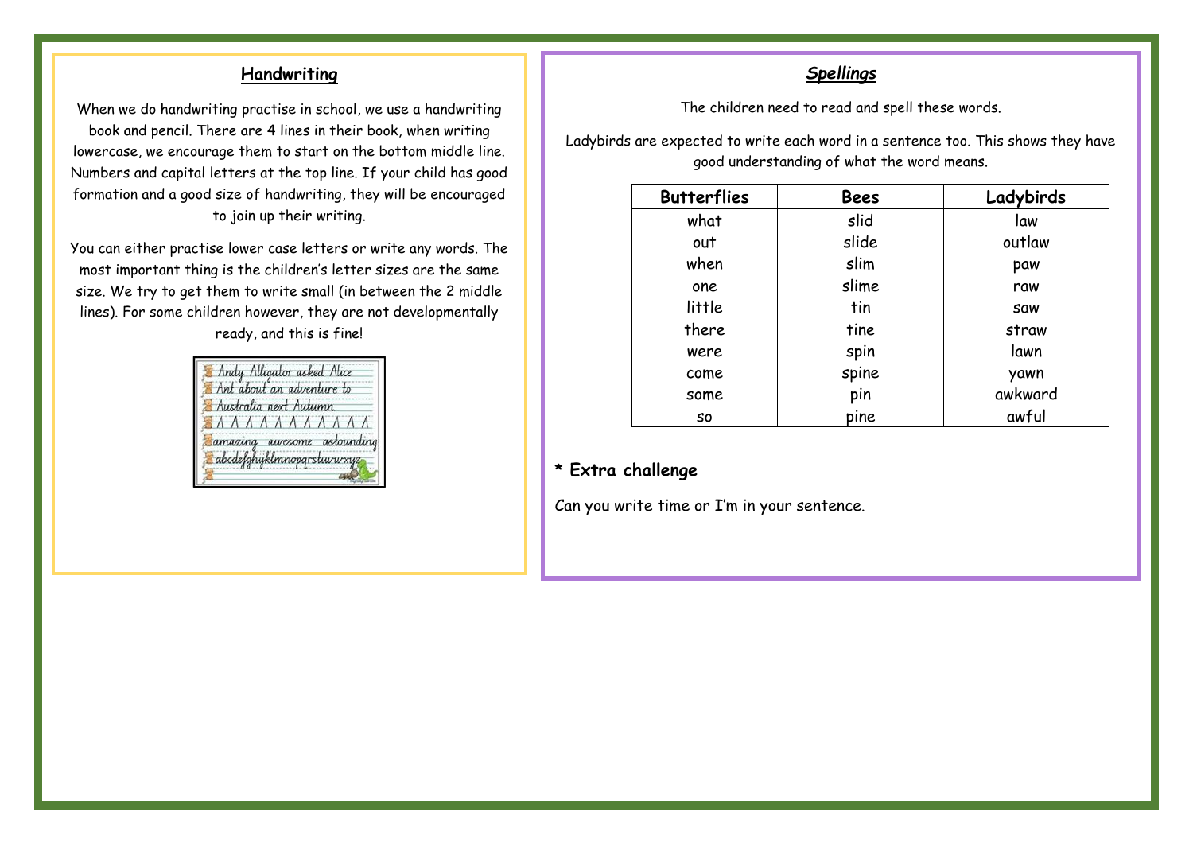## Handwriting

When we do handwriting practise in school, we use a handwriting book and pencil. There are 4 lines in their book, when writing lowercase, we encourage them to start on the bottom middle line. Numbers and capital letters at the top line. If your child has good formation and a good size of handwriting, they will be encouraged to join up their writing.

You can either practise lower case letters or write any words. The most important thing is the children's letter sizes are the same size. We try to get them to write small (in between the 2 middle lines). For some children however, they are not developmentally ready, and this is fine!

## *Spellings*

The children need to read and spell these words.

Ladybirds are expected to write each word in a sentence too. This shows they have good understanding of what the word means.

| Butterflies | Bees | Ladybirds |
|---|---|---|
| what | slid | law |
| out | slide | outlaw |
| when | slim | paw |
| one | slime | raw |
| little | tin | saw |
| there | tine | straw |
| were | spin | lawn |
| come | spine | yawn |
| some | pin | awkward |
| so | pine | awful |

**\* Extra challenge**

Can you write time or I'm in your sentence.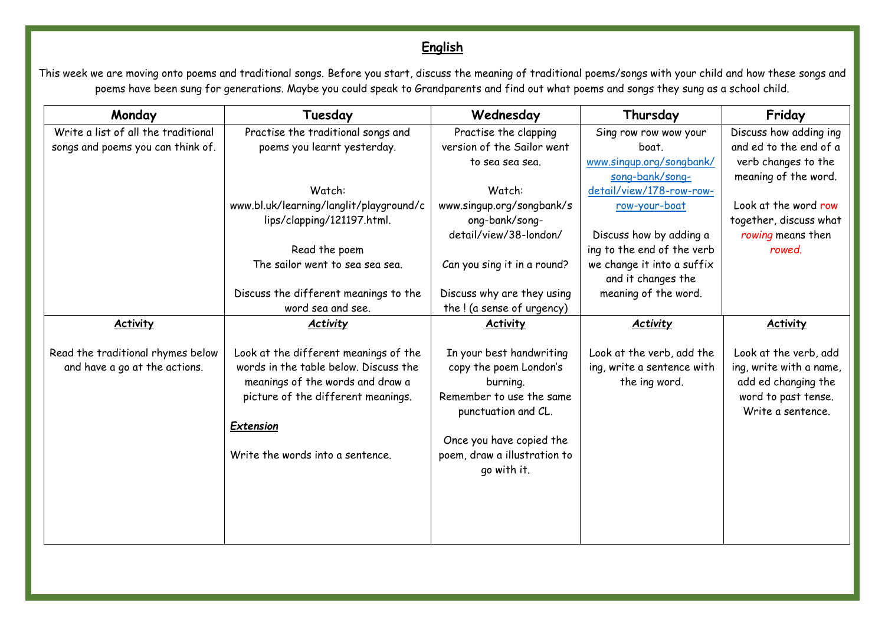# English

This week we are moving onto poems and traditional songs. Before you start, discuss the meaning of traditional poems/songs with your child and how these songs and poems have been sung for generations. Maybe you could speak to Grandparents and find out what poems and songs they sung as a school child.

| Monday | Tuesday | Wednesday | Thursday | Friday |
|---|---|---|---|---|
| Write a list of all the traditional songs and poems you can think of. | Practise the traditional songs and poems you learnt yesterday.<br><br>Watch:<br>www.bl.uk/learning/langlit/playground/clips/clapping/121197.html.<br><br>Read the poem<br>The sailor went to sea sea sea.<br><br>Discuss the different meanings to the word sea and see. | Practise the clapping version of the Sailor went to sea sea sea.<br><br>Watch:<br>www.singup.org/songbank/song-bank/song-detail/view/38-london/<br><br>Can you sing it in a round?<br><br>Discuss why are they using the ! (a sense of urgency) | Sing row row wow your boat.<br>[www.singup.org/songbank/song-bank/song-detail/view/178-row-row-row-your-boat](www.singup.org/songbank/song-bank/song-detail/view/178-row-row-row-your-boat)<br><br>Discuss how by adding a ing to the end of the verb we change it into a suffix and it changes the meaning of the word. | Discuss how adding ing and ed to the end of a verb changes to the meaning of the word.<br><br>Look at the word row together, discuss what *rowing* means then *rowed.* |
| ***Activity***<br><br>Read the traditional rhymes below and have a go at the actions. | ***Activity***<br><br>Look at the different meanings of the words in the table below. Discuss the meanings of the words and draw a picture of the different meanings.<br><br>***Extension***<br><br>Write the words into a sentence. | ***Activity***<br><br>In your best handwriting copy the poem London's burning.<br>Remember to use the same punctuation and CL.<br><br>Once you have copied the poem, draw a illustration to go with it. | ***Activity***<br><br>Look at the verb, add the ing, write a sentence with the ing word. | ***Activity***<br><br>Look at the verb, add ing, write with a name, add ed changing the word to past tense. Write a sentence. |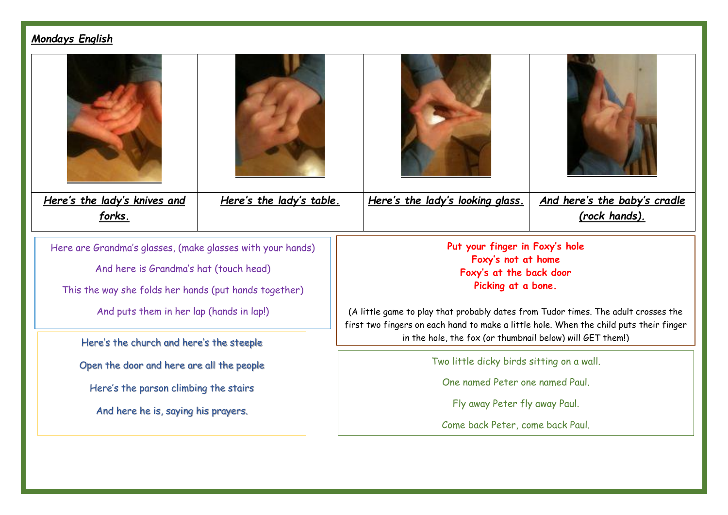***Mondays English***

| | | | |
|---|---|---|---|
| ***Here's the lady's knives and forks.*** | ***Here's the lady's table.*** | ***Here's the lady's looking glass.*** | ***And here's the baby's cradle (rock hands).*** |

Here are Grandma's glasses, (make glasses with your hands)

And here is Grandma's hat (touch head)

This the way she folds her hands (put hands together)

And puts them in her lap (hands in lap!)

Here's the church and here's the steeple

Open the door and here are all the people

Here's the parson climbing the stairs

And here he is, saying his prayers.

**Put your finger in Foxy's hole**
**Foxy's not at home**
**Foxy's at the back door**
**Picking at a bone.**

(A little game to play that probably dates from Tudor times. The adult crosses the first two fingers on each hand to make a little hole. When the child puts their finger in the hole, the fox (or thumbnail below) will GET them!)

Two little dicky birds sitting on a wall.

One named Peter one named Paul.

Fly away Peter fly away Paul.

Come back Peter, come back Paul.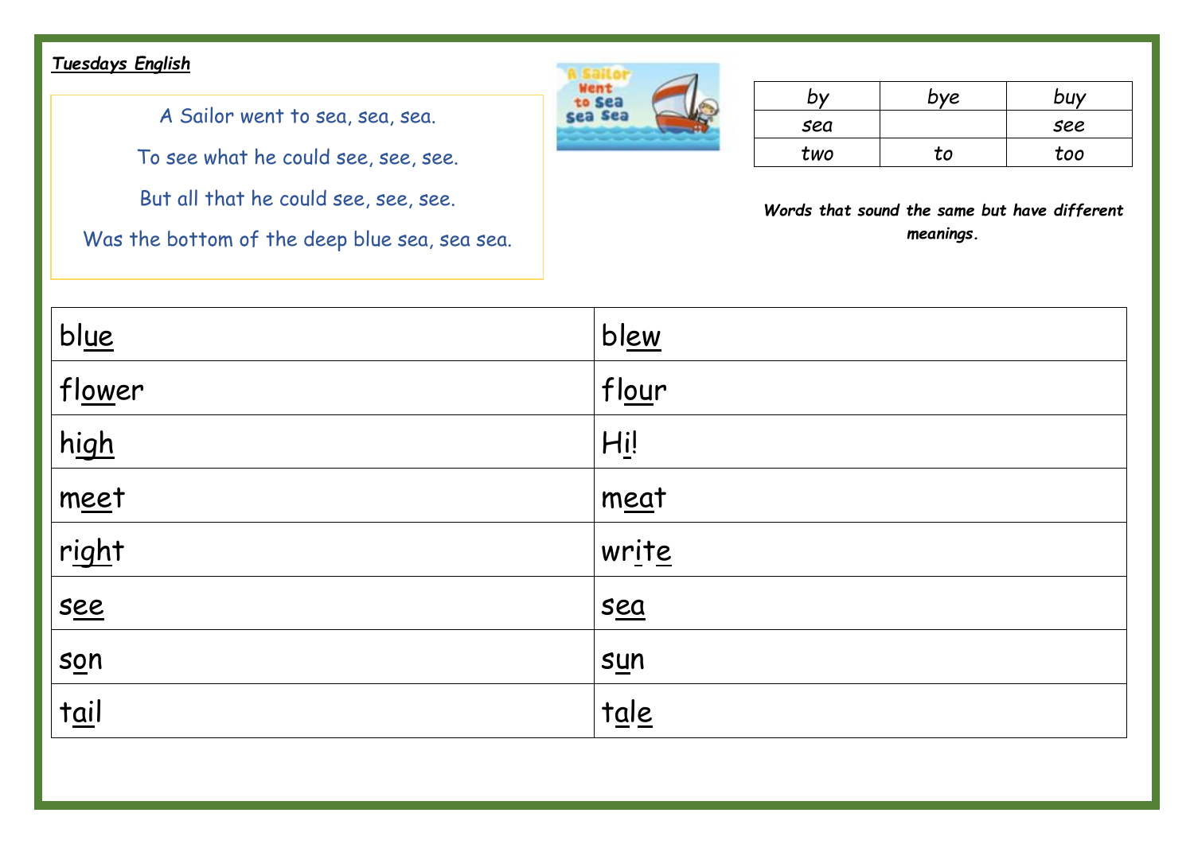***Tuesdays English***

A Sailor went to sea, sea, sea.

To see what he could see, see, see.

But all that he could see, see, see.

Was the bottom of the deep blue sea, sea sea.

| by | bye | buy |
|---|---|---|
| sea | | see |
| two | to | too |

***Words that sound the same but have different meanings.***

| | |
|---|---|
| blue | blew |
| flower | flour |
| high | Hi! |
| meet | meat |
| right | write |
| see | sea |
| son | sun |
| tail | tale |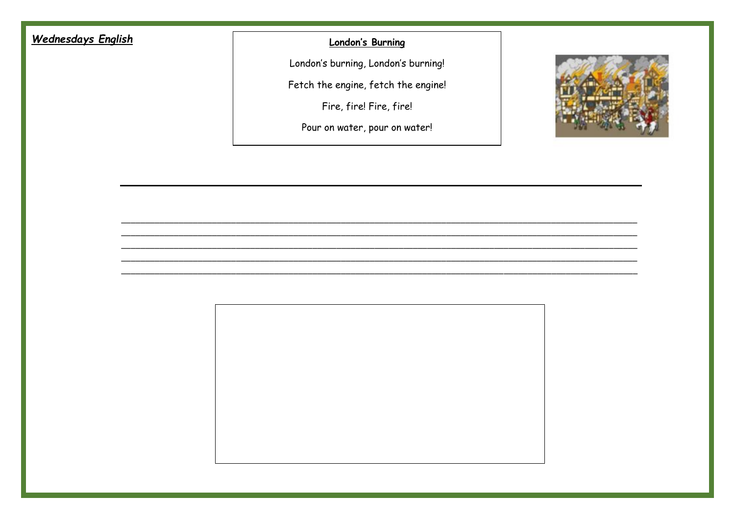***Wednesdays English***

**London's Burning**

London's burning, London's burning!

Fetch the engine, fetch the engine!

Fire, fire! Fire, fire!

Pour on water, pour on water!

\_\_\_\_\_\_\_\_\_\_\_\_\_\_\_\_\_\_\_\_\_\_\_\_\_\_\_\_\_\_\_\_\_\_\_\_\_\_\_\_\_\_\_\_\_\_\_\_\_\_\_\_\_\_\_\_\_\_\_\_\_\_\_\_\_\_\_\_\_\_\_\_\_\_\_\_\_\_

\_\_\_\_\_\_\_\_\_\_\_\_\_\_\_\_\_\_\_\_\_\_\_\_\_\_\_\_\_\_\_\_\_\_\_\_\_\_\_\_\_\_\_\_\_\_\_\_\_\_\_\_\_\_\_\_\_\_\_\_\_\_\_\_\_\_\_\_\_\_\_\_\_\_\_\_\_\_

\_\_\_\_\_\_\_\_\_\_\_\_\_\_\_\_\_\_\_\_\_\_\_\_\_\_\_\_\_\_\_\_\_\_\_\_\_\_\_\_\_\_\_\_\_\_\_\_\_\_\_\_\_\_\_\_\_\_\_\_\_\_\_\_\_\_\_\_\_\_\_\_\_\_\_\_\_\_

\_\_\_\_\_\_\_\_\_\_\_\_\_\_\_\_\_\_\_\_\_\_\_\_\_\_\_\_\_\_\_\_\_\_\_\_\_\_\_\_\_\_\_\_\_\_\_\_\_\_\_\_\_\_\_\_\_\_\_\_\_\_\_\_\_\_\_\_\_\_\_\_\_\_\_\_\_\_

\_\_\_\_\_\_\_\_\_\_\_\_\_\_\_\_\_\_\_\_\_\_\_\_\_\_\_\_\_\_\_\_\_\_\_\_\_\_\_\_\_\_\_\_\_\_\_\_\_\_\_\_\_\_\_\_\_\_\_\_\_\_\_\_\_\_\_\_\_\_\_\_\_\_\_\_\_\_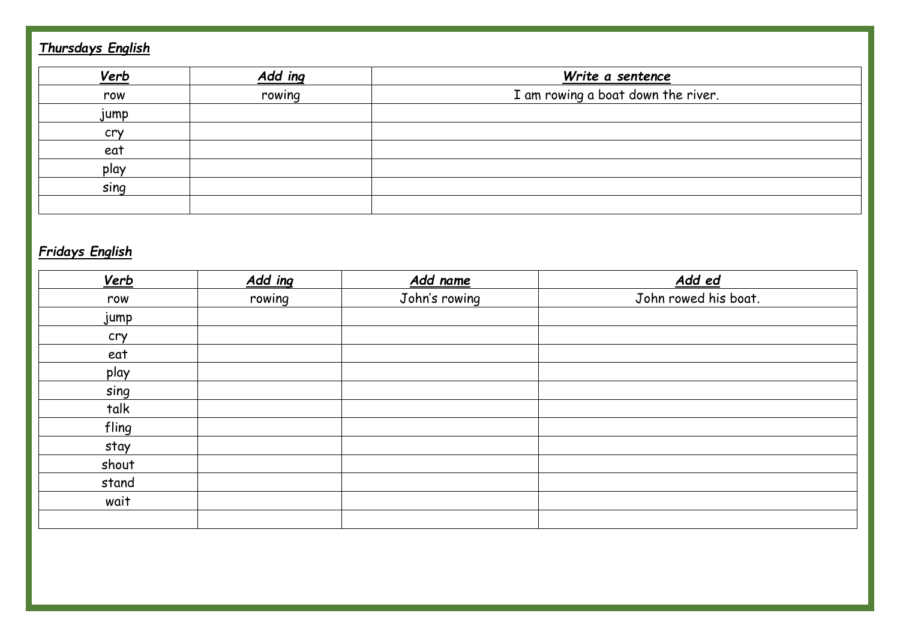***Thursdays English***

| ***Verb*** | ***Add ing*** | ***Write a sentence*** |
|---|---|---|
| row | rowing | I am rowing a boat down the river. |
| jump | | |
| cry | | |
| eat | | |
| play | | |
| sing | | |
| | | |

***Fridays English***

| ***Verb*** | ***Add ing*** | ***Add name*** | ***Add ed*** |
|---|---|---|---|
| row | rowing | John's rowing | John rowed his boat. |
| jump | | | |
| cry | | | |
| eat | | | |
| play | | | |
| sing | | | |
| talk | | | |
| fling | | | |
| stay | | | |
| shout | | | |
| stand | | | |
| wait | | | |
| | | | |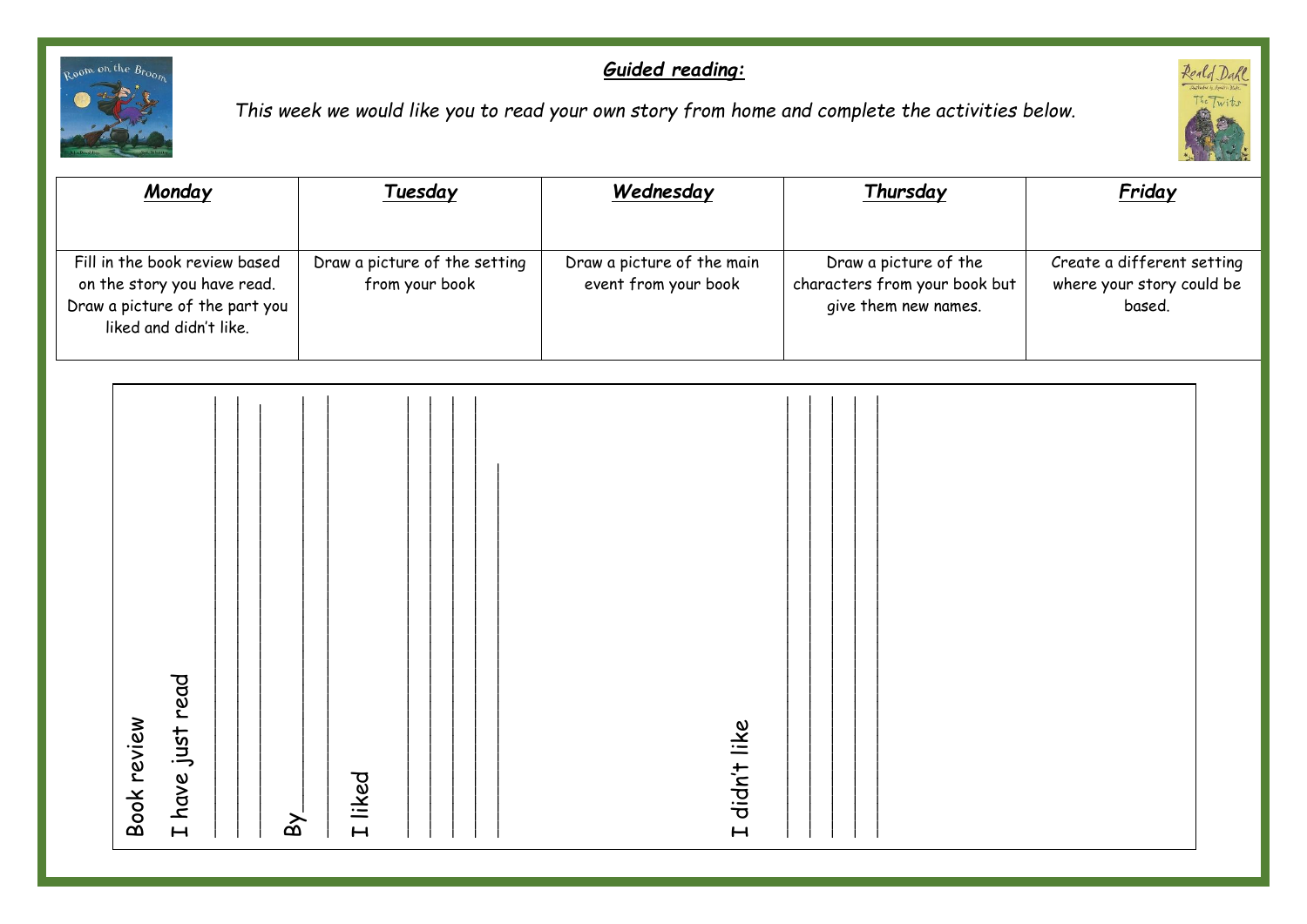## ***Guided reading:***

*This week we would like you to read your own story from home and complete the activities below.*

| ***Monday*** | ***Tuesday*** | ***Wednesday*** | ***Thursday*** | ***Friday*** |
| --- | --- | --- | --- | --- |
| Fill in the book review based on the story you have read. Draw a picture of the part you liked and didn't like. | Draw a picture of the setting from your book | Draw a picture of the main event from your book | Draw a picture of the characters from your book but give them new names. | Create a different setting where your story could be based. |

Book review

I have just read ____________________________________________

____________________________________________

____________________________________________

By____________________________________________

I liked ____________________________________________

____________________________________________

____________________________________________

____________________________________________

____________________________________________

I didn't like ____________________________________________

____________________________________________

____________________________________________

____________________________________________

____________________________________________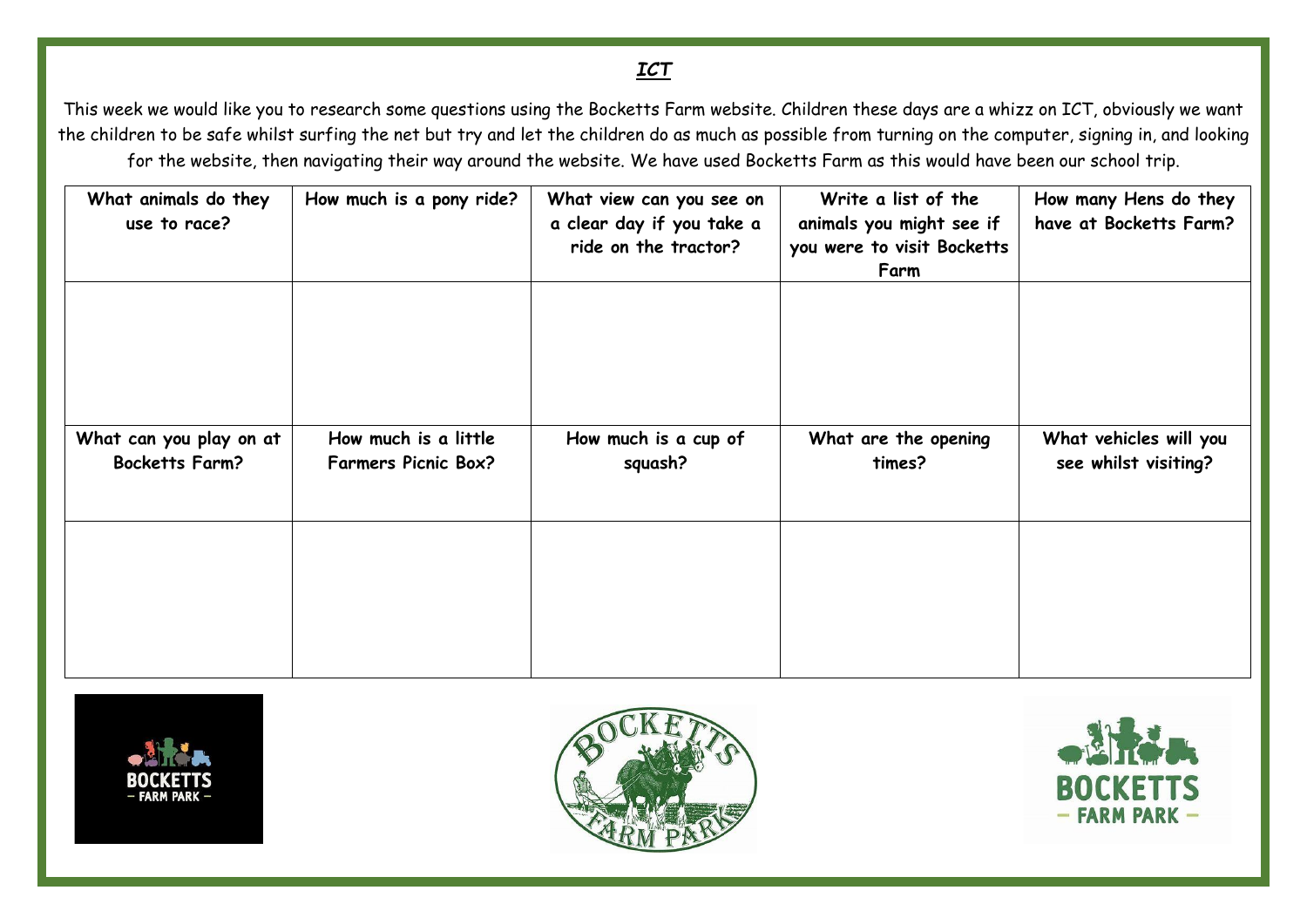***ICT***

This week we would like you to research some questions using the Bocketts Farm website. Children these days are a whizz on ICT, obviously we want the children to be safe whilst surfing the net but try and let the children do as much as possible from turning on the computer, signing in, and looking for the website, then navigating their way around the website. We have used Bocketts Farm as this would have been our school trip.

| **What animals do they use to race?** | **How much is a pony ride?** | **What view can you see on a clear day if you take a ride on the tractor?** | **Write a list of the animals you might see if you were to visit Bocketts Farm** | **How many Hens do they have at Bocketts Farm?** |
|---|---|---|---|---|
| | | | | |
| **What can you play on at Bocketts Farm?** | **How much is a little Farmers Picnic Box?** | **How much is a cup of squash?** | **What are the opening times?** | **What vehicles will you see whilst visiting?** |
| | | | | |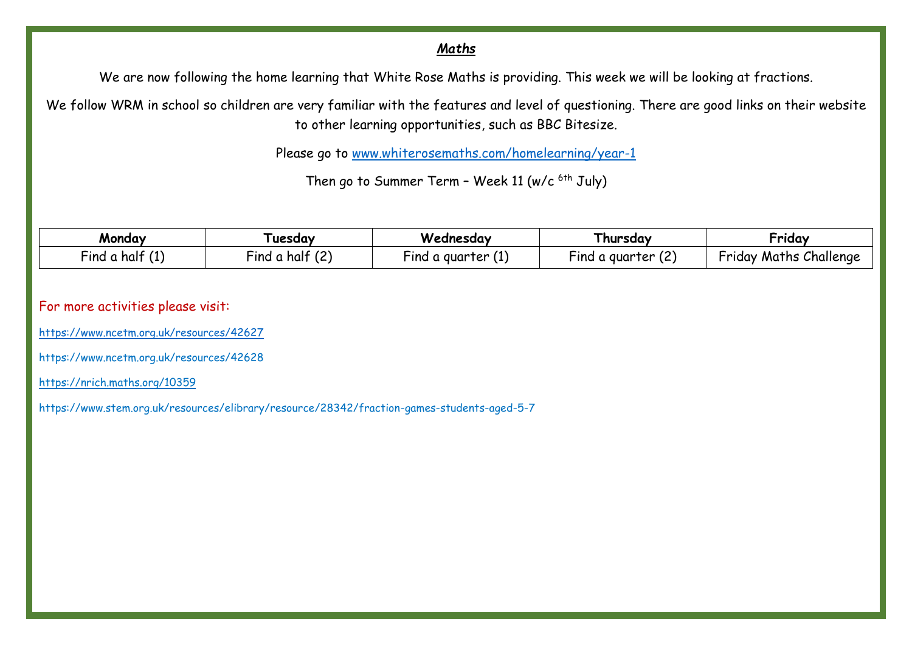## ***Maths***

We are now following the home learning that White Rose Maths is providing. This week we will be looking at fractions.

We follow WRM in school so children are very familiar with the features and level of questioning. There are good links on their website to other learning opportunities, such as BBC Bitesize.

Please go to www.whiterosemaths.com/homelearning/year-1

Then go to Summer Term – Week 11 (w/c 6th July)

| **Monday** | **Tuesday** | **Wednesday** | **Thursday** | **Friday** |
|---|---|---|---|---|
| Find a half (1) | Find a half (2) | Find a quarter (1) | Find a quarter (2) | Friday Maths Challenge |

For more activities please visit:

https://www.ncetm.org.uk/resources/42627

https://www.ncetm.org.uk/resources/42628

https://nrich.maths.org/10359

https://www.stem.org.uk/resources/elibrary/resource/28342/fraction-games-students-aged-5-7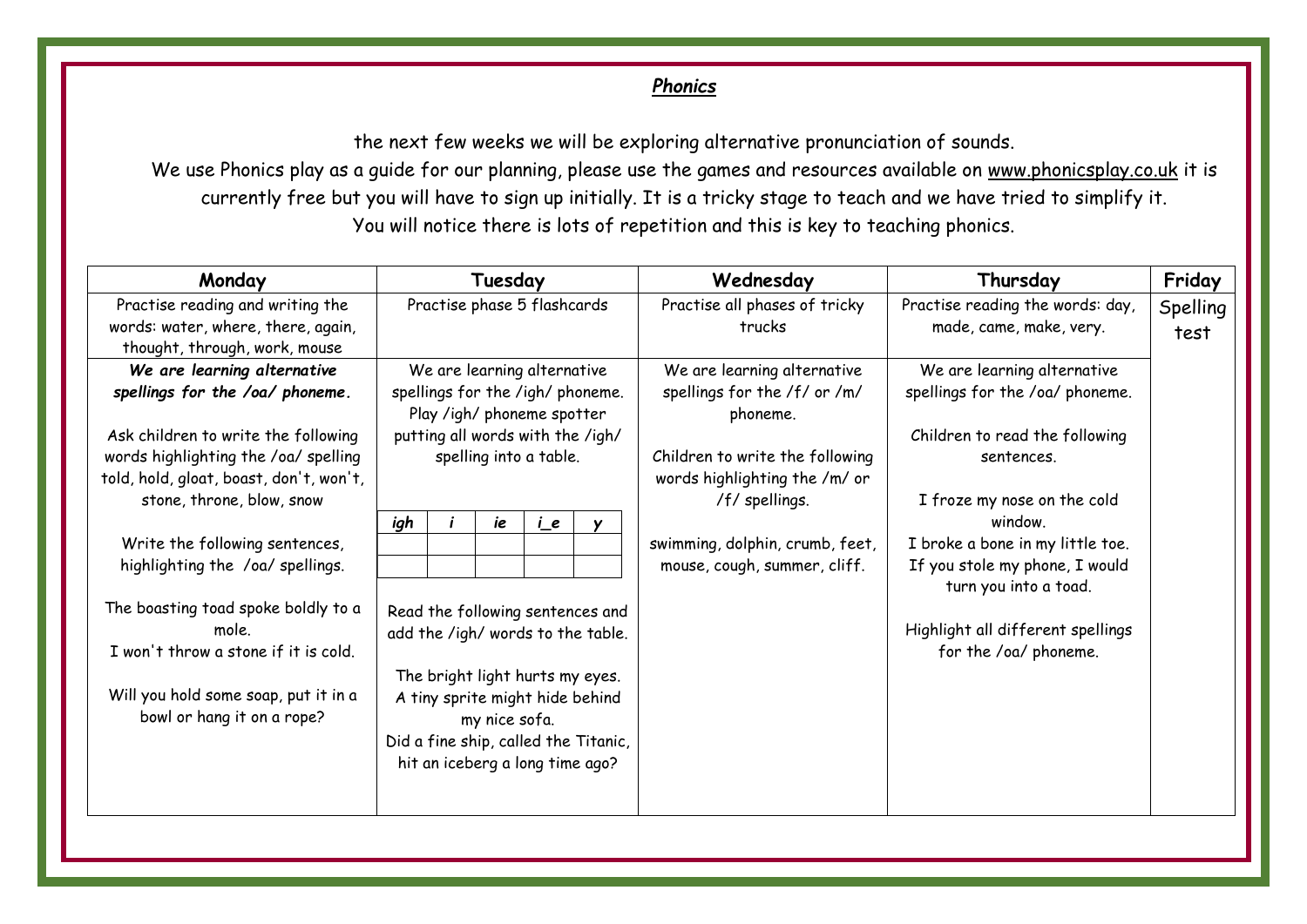***Phonics***

the next few weeks we will be exploring alternative pronunciation of sounds.
We use Phonics play as a guide for our planning, please use the games and resources available on www.phonicsplay.co.uk it is currently free but you will have to sign up initially. It is a tricky stage to teach and we have tried to simplify it.
You will notice there is lots of repetition and this is key to teaching phonics.

| Monday | Tuesday | Wednesday | Thursday | Friday |
|---|---|---|---|---|
| Practise reading and writing the words: water, where, there, again, thought, through, work, mouse | Practise phase 5 flashcards | Practise all phases of tricky trucks | Practise reading the words: day, made, came, make, very. | Spelling test |
| ***We are learning alternative spellings for the /oa/ phoneme.*** <br><br> Ask children to write the following words highlighting the /oa/ spelling told, hold, gloat, boast, don't, won't, stone, throne, blow, snow <br><br> Write the following sentences, highlighting the /oa/ spellings. <br><br> The boasting toad spoke boldly to a mole. <br> I won't throw a stone if it is cold. <br><br> Will you hold some soap, put it in a bowl or hang it on a rope? | We are learning alternative spellings for the /igh/ phoneme. Play /igh/ phoneme spotter putting all words with the /igh/ spelling into a table. <br><br> (Table with columns: ***igh*** \| ***i*** \| ***ie*** \| ***i_e*** \| ***y***, followed by two empty rows) <br><br> Read the following sentences and add the /igh/ words to the table. <br><br> The bright light hurts my eyes. <br> A tiny sprite might hide behind my nice sofa. <br> Did a fine ship, called the Titanic, hit an iceberg a long time ago? | We are learning alternative spellings for the /f/ or /m/ phoneme. <br><br> Children to write the following words highlighting the /m/ or /f/ spellings. <br><br> swimming, dolphin, crumb, feet, mouse, cough, summer, cliff. | We are learning alternative spellings for the /oa/ phoneme. <br><br> Children to read the following sentences. <br><br> I froze my nose on the cold window. <br> I broke a bone in my little toe. <br> If you stole my phone, I would turn you into a toad. <br><br> Highlight all different spellings for the /oa/ phoneme. | |